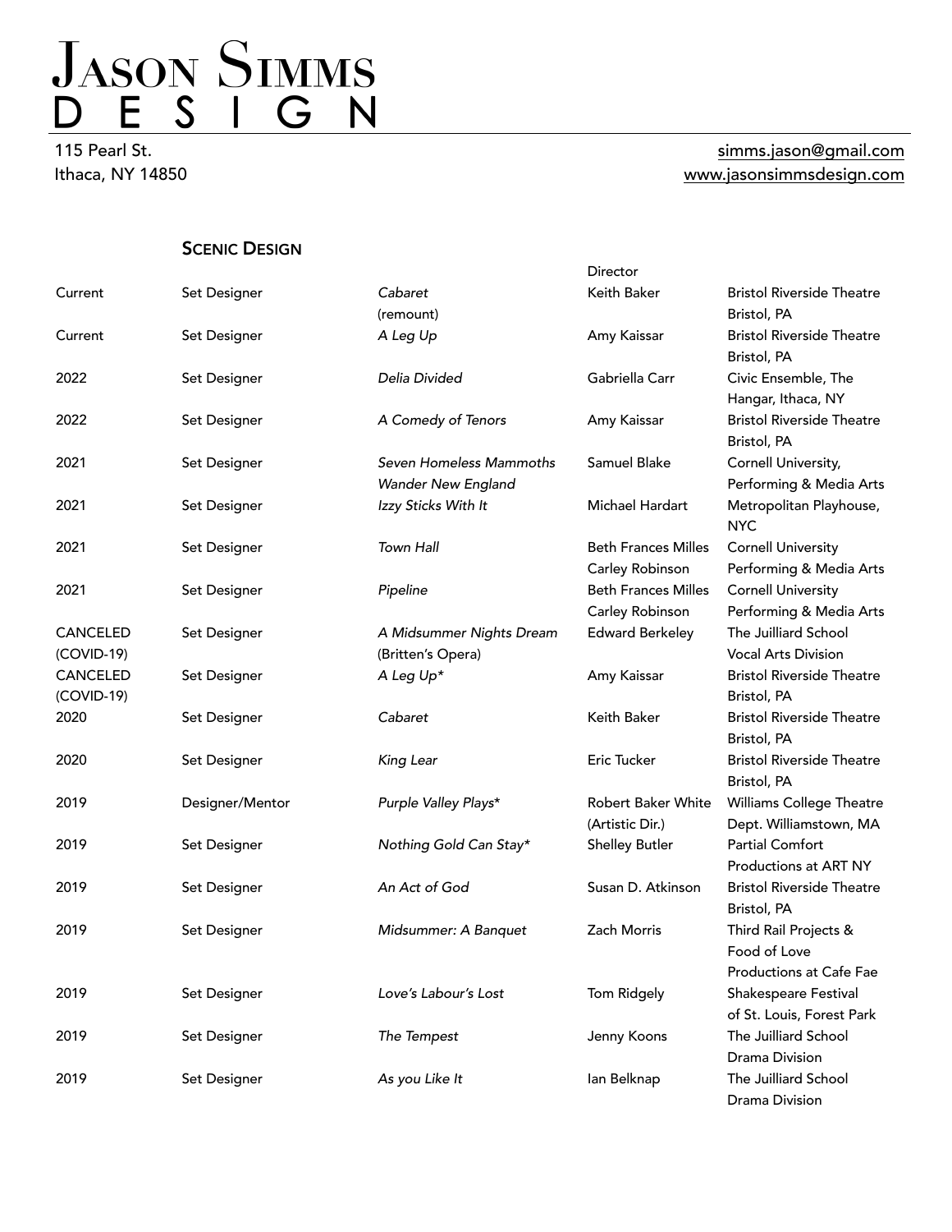# Jason Simms
# DESIGN

115 Pearl St.
Ithaca, NY 14850

simms.jason@gmail.com
www.jasonsimmsdesign.com

## Scenic Design

| | | | Director | |
|---|---|---|---|---|
| Current | Set Designer | *Cabaret* (remount) | Keith Baker | Bristol Riverside Theatre Bristol, PA |
| Current | Set Designer | *A Leg Up* | Amy Kaissar | Bristol Riverside Theatre Bristol, PA |
| 2022 | Set Designer | *Delia Divided* | Gabriella Carr | Civic Ensemble, The Hangar, Ithaca, NY |
| 2022 | Set Designer | *A Comedy of Tenors* | Amy Kaissar | Bristol Riverside Theatre Bristol, PA |
| 2021 | Set Designer | *Seven Homeless Mammoths Wander New England* | Samuel Blake | Cornell University, Performing & Media Arts |
| 2021 | Set Designer | *Izzy Sticks With It* | Michael Hardart | Metropolitan Playhouse, NYC |
| 2021 | Set Designer | *Town Hall* | Beth Frances Milles Carley Robinson | Cornell University Performing & Media Arts |
| 2021 | Set Designer | *Pipeline* | Beth Frances Milles Carley Robinson | Cornell University Performing & Media Arts |
| CANCELED (COVID-19) | Set Designer | *A Midsummer Nights Dream* (Britten's Opera) | Edward Berkeley | The Juilliard School Vocal Arts Division |
| CANCELED (COVID-19) | Set Designer | *A Leg Up** | Amy Kaissar | Bristol Riverside Theatre Bristol, PA |
| 2020 | Set Designer | *Cabaret* | Keith Baker | Bristol Riverside Theatre Bristol, PA |
| 2020 | Set Designer | *King Lear* | Eric Tucker | Bristol Riverside Theatre Bristol, PA |
| 2019 | Designer/Mentor | *Purple Valley Plays** | Robert Baker White (Artistic Dir.) | Williams College Theatre Dept. Williamstown, MA |
| 2019 | Set Designer | *Nothing Gold Can Stay** | Shelley Butler | Partial Comfort Productions at ART NY |
| 2019 | Set Designer | *An Act of God* | Susan D. Atkinson | Bristol Riverside Theatre Bristol, PA |
| 2019 | Set Designer | *Midsummer: A Banquet* | Zach Morris | Third Rail Projects & Food of Love Productions at Cafe Fae |
| 2019 | Set Designer | *Love's Labour's Lost* | Tom Ridgely | Shakespeare Festival of St. Louis, Forest Park |
| 2019 | Set Designer | *The Tempest* | Jenny Koons | The Juilliard School Drama Division |
| 2019 | Set Designer | *As you Like It* | Ian Belknap | The Juilliard School Drama Division |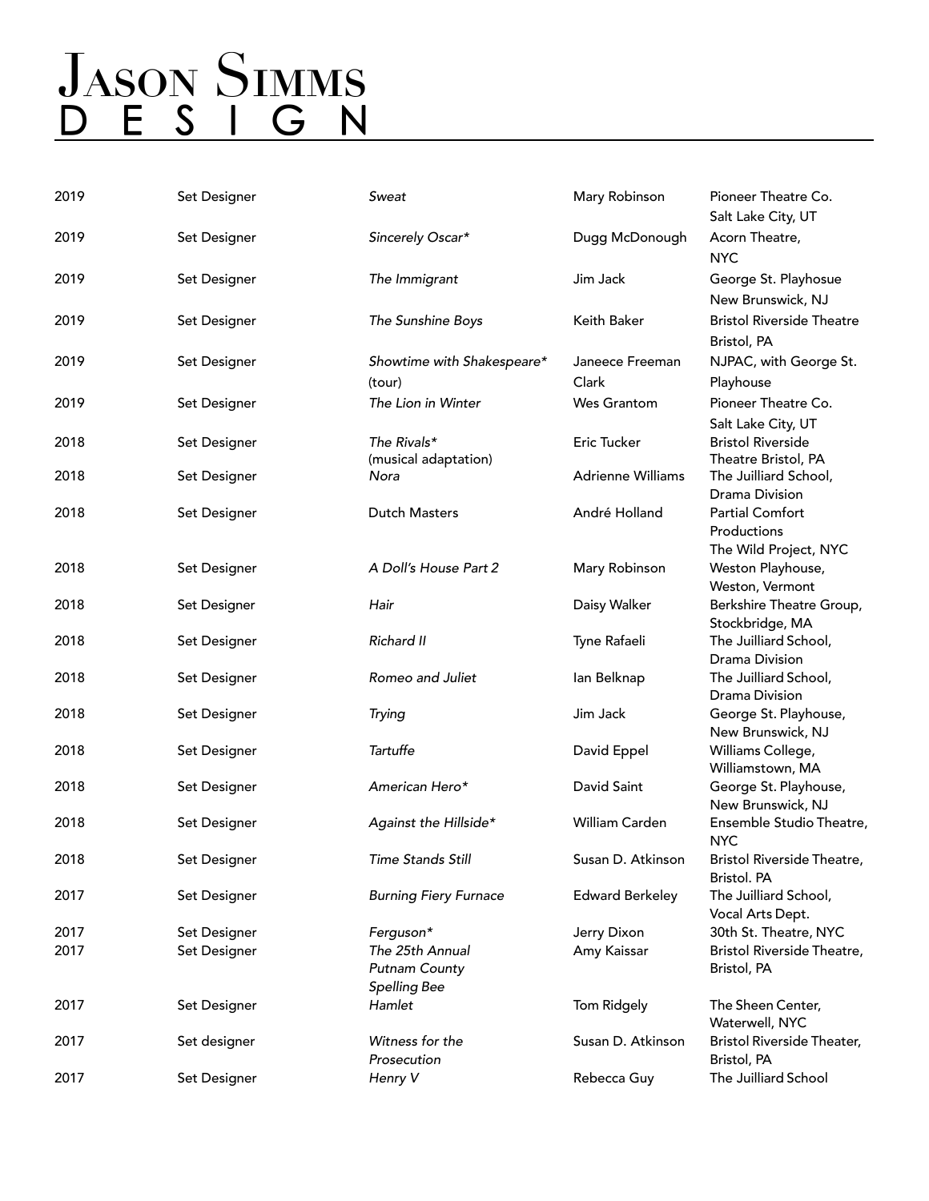| | | | | |
|---|---|---|---|---|
| 2019 | Set Designer | *Sweat* | Mary Robinson | Pioneer Theatre Co. Salt Lake City, UT |
| 2019 | Set Designer | *Sincerely Oscar** | Dugg McDonough | Acorn Theatre, NYC |
| 2019 | Set Designer | *The Immigrant* | Jim Jack | George St. Playhosue New Brunswick, NJ |
| 2019 | Set Designer | *The Sunshine Boys* | Keith Baker | Bristol Riverside Theatre Bristol, PA |
| 2019 | Set Designer | *Showtime with Shakespeare** (tour) | Janeece Freeman Clark | NJPAC, with George St. Playhouse |
| 2019 | Set Designer | *The Lion in Winter* | Wes Grantom | Pioneer Theatre Co. Salt Lake City, UT |
| 2018 | Set Designer | *The Rivals** (musical adaptation) | Eric Tucker | Bristol Riverside Theatre Bristol, PA |
| 2018 | Set Designer | *Nora* | Adrienne Williams | The Juilliard School, Drama Division |
| 2018 | Set Designer | Dutch Masters | André Holland | Partial Comfort Productions The Wild Project, NYC |
| 2018 | Set Designer | *A Doll's House Part 2* | Mary Robinson | Weston Playhouse, Weston, Vermont |
| 2018 | Set Designer | *Hair* | Daisy Walker | Berkshire Theatre Group, Stockbridge, MA |
| 2018 | Set Designer | *Richard II* | Tyne Rafaeli | The Juilliard School, Drama Division |
| 2018 | Set Designer | *Romeo and Juliet* | Ian Belknap | The Juilliard School, Drama Division |
| 2018 | Set Designer | *Trying* | Jim Jack | George St. Playhouse, New Brunswick, NJ |
| 2018 | Set Designer | *Tartuffe* | David Eppel | Williams College, Williamstown, MA |
| 2018 | Set Designer | *American Hero** | David Saint | George St. Playhouse, New Brunswick, NJ |
| 2018 | Set Designer | *Against the Hillside** | William Carden | Ensemble Studio Theatre, NYC |
| 2018 | Set Designer | *Time Stands Still* | Susan D. Atkinson | Bristol Riverside Theatre, Bristol. PA |
| 2017 | Set Designer | *Burning Fiery Furnace* | Edward Berkeley | The Juilliard School, Vocal Arts Dept. |
| 2017 | Set Designer | *Ferguson** | Jerry Dixon | 30th St. Theatre, NYC |
| 2017 | Set Designer | *The 25th Annual Putnam County Spelling Bee* | Amy Kaissar | Bristol Riverside Theatre, Bristol, PA |
| 2017 | Set Designer | *Hamlet* | Tom Ridgely | The Sheen Center, Waterwell, NYC |
| 2017 | Set designer | *Witness for the Prosecution* | Susan D. Atkinson | Bristol Riverside Theater, Bristol, PA |
| 2017 | Set Designer | *Henry V* | Rebecca Guy | The Juilliard School |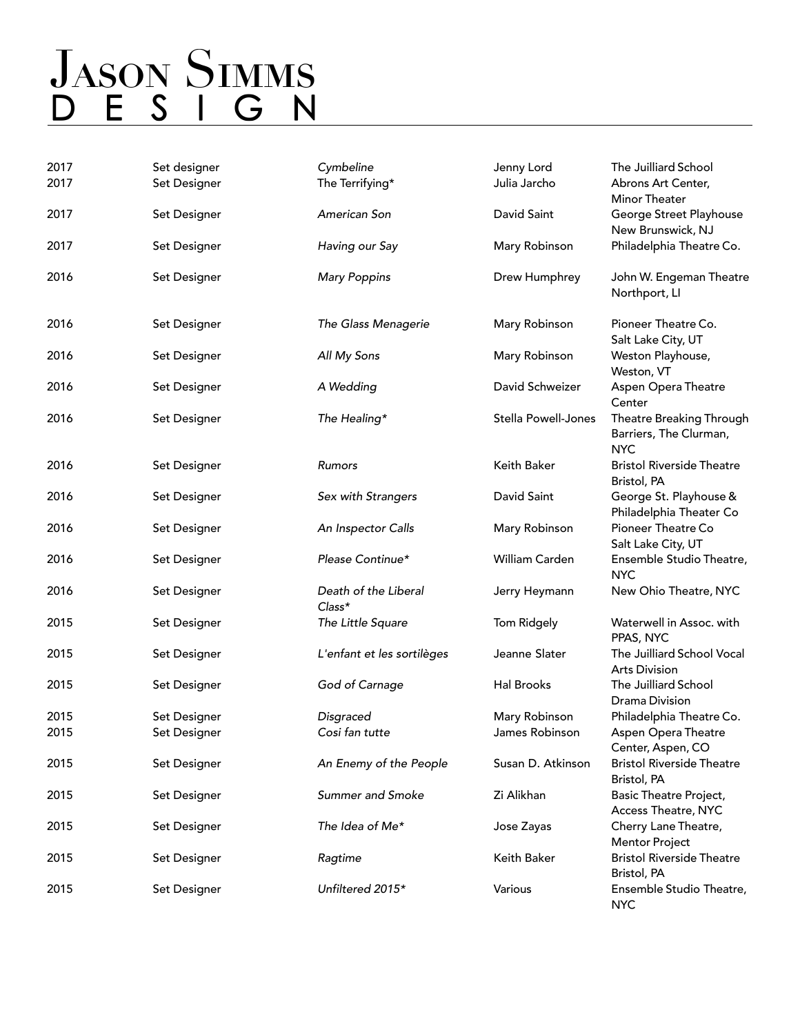# Jason Simms
## DESIGN

| | | | | |
|---|---|---|---|---|
| 2017 | Set designer | *Cymbeline* | Jenny Lord | The Juilliard School |
| 2017 | Set Designer | The Terrifying* | Julia Jarcho | Abrons Art Center, Minor Theater |
| 2017 | Set Designer | *American Son* | David Saint | George Street Playhouse New Brunswick, NJ |
| 2017 | Set Designer | *Having our Say* | Mary Robinson | Philadelphia Theatre Co. |
| 2016 | Set Designer | *Mary Poppins* | Drew Humphrey | John W. Engeman Theatre Northport, LI |
| 2016 | Set Designer | *The Glass Menagerie* | Mary Robinson | Pioneer Theatre Co. Salt Lake City, UT |
| 2016 | Set Designer | *All My Sons* | Mary Robinson | Weston Playhouse, Weston, VT |
| 2016 | Set Designer | *A Wedding* | David Schweizer | Aspen Opera Theatre Center |
| 2016 | Set Designer | *The Healing** | Stella Powell-Jones | Theatre Breaking Through Barriers, The Clurman, NYC |
| 2016 | Set Designer | *Rumors* | Keith Baker | Bristol Riverside Theatre Bristol, PA |
| 2016 | Set Designer | *Sex with Strangers* | David Saint | George St. Playhouse & Philadelphia Theater Co |
| 2016 | Set Designer | *An Inspector Calls* | Mary Robinson | Pioneer Theatre Co Salt Lake City, UT |
| 2016 | Set Designer | *Please Continue** | William Carden | Ensemble Studio Theatre, NYC |
| 2016 | Set Designer | *Death of the Liberal Class** | Jerry Heymann | New Ohio Theatre, NYC |
| 2015 | Set Designer | *The Little Square* | Tom Ridgely | Waterwell in Assoc. with PPAS, NYC |
| 2015 | Set Designer | *L'enfant et les sortilèges* | Jeanne Slater | The Juilliard School Vocal Arts Division |
| 2015 | Set Designer | *God of Carnage* | Hal Brooks | The Juilliard School Drama Division |
| 2015 | Set Designer | *Disgraced* | Mary Robinson | Philadelphia Theatre Co. |
| 2015 | Set Designer | *Cosi fan tutte* | James Robinson | Aspen Opera Theatre Center, Aspen, CO |
| 2015 | Set Designer | *An Enemy of the People* | Susan D. Atkinson | Bristol Riverside Theatre Bristol, PA |
| 2015 | Set Designer | *Summer and Smoke* | Zi Alikhan | Basic Theatre Project, Access Theatre, NYC |
| 2015 | Set Designer | *The Idea of Me** | Jose Zayas | Cherry Lane Theatre, Mentor Project |
| 2015 | Set Designer | *Ragtime* | Keith Baker | Bristol Riverside Theatre Bristol, PA |
| 2015 | Set Designer | *Unfiltered 2015** | Various | Ensemble Studio Theatre, NYC |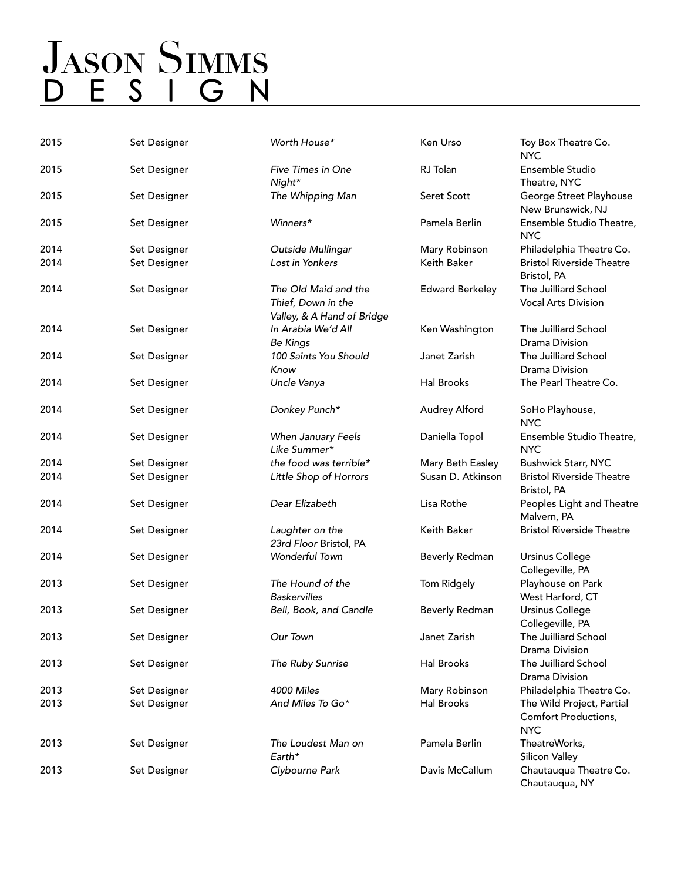# Jason Simms
# DESIGN

| | | | | |
|---|---|---|---|---|
| 2015 | Set Designer | *Worth House** | Ken Urso | Toy Box Theatre Co. NYC |
| 2015 | Set Designer | *Five Times in One Night** | RJ Tolan | Ensemble Studio Theatre, NYC |
| 2015 | Set Designer | *The Whipping Man* | Seret Scott | George Street Playhouse New Brunswick, NJ |
| 2015 | Set Designer | *Winners** | Pamela Berlin | Ensemble Studio Theatre, NYC |
| 2014 | Set Designer | *Outside Mullingar* | Mary Robinson | Philadelphia Theatre Co. |
| 2014 | Set Designer | *Lost in Yonkers* | Keith Baker | Bristol Riverside Theatre Bristol, PA |
| 2014 | Set Designer | *The Old Maid and the Thief, Down in the Valley, & A Hand of Bridge* | Edward Berkeley | The Juilliard School Vocal Arts Division |
| 2014 | Set Designer | *In Arabia We'd All Be Kings* | Ken Washington | The Juilliard School Drama Division |
| 2014 | Set Designer | *100 Saints You Should Know* | Janet Zarish | The Juilliard School Drama Division |
| 2014 | Set Designer | *Uncle Vanya* | Hal Brooks | The Pearl Theatre Co. |
| 2014 | Set Designer | *Donkey Punch** | Audrey Alford | SoHo Playhouse, NYC |
| 2014 | Set Designer | *When January Feels Like Summer** | Daniella Topol | Ensemble Studio Theatre, NYC |
| 2014 | Set Designer | *the food was terrible** | Mary Beth Easley | Bushwick Starr, NYC |
| 2014 | Set Designer | *Little Shop of Horrors* | Susan D. Atkinson | Bristol Riverside Theatre Bristol, PA |
| 2014 | Set Designer | *Dear Elizabeth* | Lisa Rothe | Peoples Light and Theatre Malvern, PA |
| 2014 | Set Designer | *Laughter on the 23rd Floor* Bristol, PA | Keith Baker | Bristol Riverside Theatre |
| 2014 | Set Designer | *Wonderful Town* | Beverly Redman | Ursinus College Collegeville, PA |
| 2013 | Set Designer | *The Hound of the Baskervilles* | Tom Ridgely | Playhouse on Park West Harford, CT |
| 2013 | Set Designer | *Bell, Book, and Candle* | Beverly Redman | Ursinus College Collegeville, PA |
| 2013 | Set Designer | *Our Town* | Janet Zarish | The Juilliard School Drama Division |
| 2013 | Set Designer | *The Ruby Sunrise* | Hal Brooks | The Juilliard School Drama Division |
| 2013 | Set Designer | *4000 Miles* | Mary Robinson | Philadelphia Theatre Co. |
| 2013 | Set Designer | *And Miles To Go** | Hal Brooks | The Wild Project, Partial Comfort Productions, NYC |
| 2013 | Set Designer | *The Loudest Man on Earth** | Pamela Berlin | TheatreWorks, Silicon Valley |
| 2013 | Set Designer | *Clybourne Park* | Davis McCallum | Chautauqua Theatre Co. Chautauqua, NY |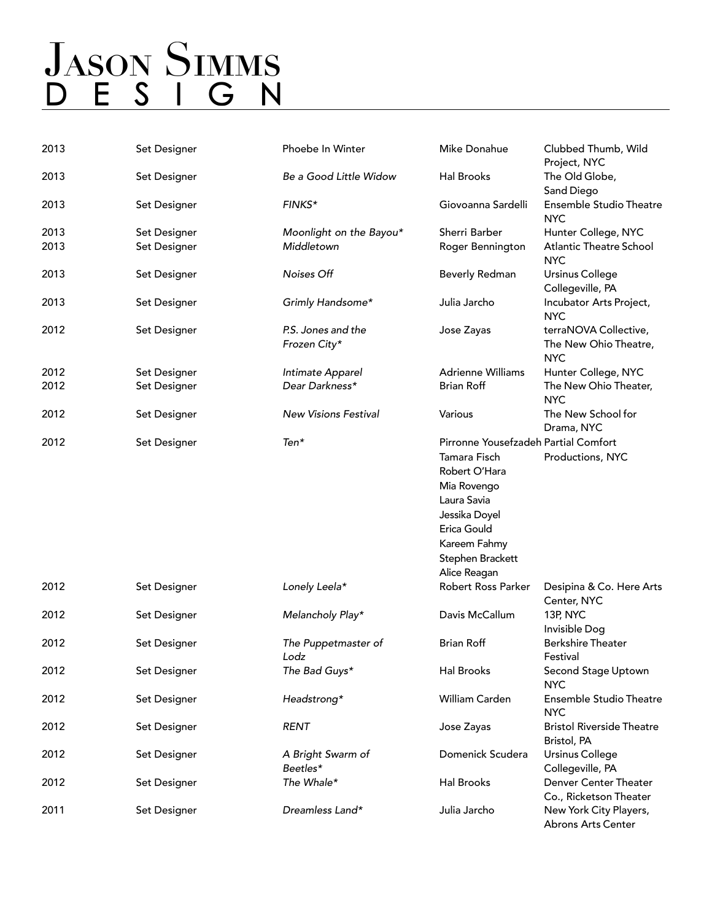# Jason Simms
## DESIGN

| | | | | |
|---|---|---|---|---|
| 2013 | Set Designer | Phoebe In Winter | Mike Donahue | Clubbed Thumb, Wild Project, NYC |
| 2013 | Set Designer | *Be a Good Little Widow* | Hal Brooks | The Old Globe, Sand Diego |
| 2013 | Set Designer | *FINKS** | Giovoanna Sardelli | Ensemble Studio Theatre NYC |
| 2013 | Set Designer | *Moonlight on the Bayou** | Sherri Barber | Hunter College, NYC |
| 2013 | Set Designer | *Middletown* | Roger Bennington | Atlantic Theatre School NYC |
| 2013 | Set Designer | *Noises Off* | Beverly Redman | Ursinus College Collegeville, PA |
| 2013 | Set Designer | *Grimly Handsome** | Julia Jarcho | Incubator Arts Project, NYC |
| 2012 | Set Designer | *P.S. Jones and the Frozen City** | Jose Zayas | terraNOVA Collective, The New Ohio Theatre, NYC |
| 2012 | Set Designer | *Intimate Apparel* | Adrienne Williams | Hunter College, NYC |
| 2012 | Set Designer | *Dear Darkness** | Brian Roff | The New Ohio Theater, NYC |
| 2012 | Set Designer | *New Visions Festival* | Various | The New School for Drama, NYC |
| 2012 | Set Designer | *Ten** | Pirronne Yousefzadeh, Tamara Fisch, Robert O'Hara, Mia Rovengo, Laura Savia, Jessika Doyel, Erica Gould, Kareem Fahmy, Stephen Brackett, Alice Reagan | Partial Comfort Productions, NYC |
| 2012 | Set Designer | *Lonely Leela** | Robert Ross Parker | Desipina & Co. Here Arts Center, NYC |
| 2012 | Set Designer | *Melancholy Play** | Davis McCallum | 13P, NYC Invisible Dog |
| 2012 | Set Designer | *The Puppetmaster of Lodz* | Brian Roff | Berkshire Theater Festival |
| 2012 | Set Designer | *The Bad Guys** | Hal Brooks | Second Stage Uptown NYC |
| 2012 | Set Designer | *Headstrong** | William Carden | Ensemble Studio Theatre NYC |
| 2012 | Set Designer | *RENT* | Jose Zayas | Bristol Riverside Theatre Bristol, PA |
| 2012 | Set Designer | *A Bright Swarm of Beetles** | Domenick Scudera | Ursinus College Collegeville, PA |
| 2012 | Set Designer | *The Whale** | Hal Brooks | Denver Center Theater Co., Ricketson Theater |
| 2011 | Set Designer | *Dreamless Land** | Julia Jarcho | New York City Players, Abrons Arts Center |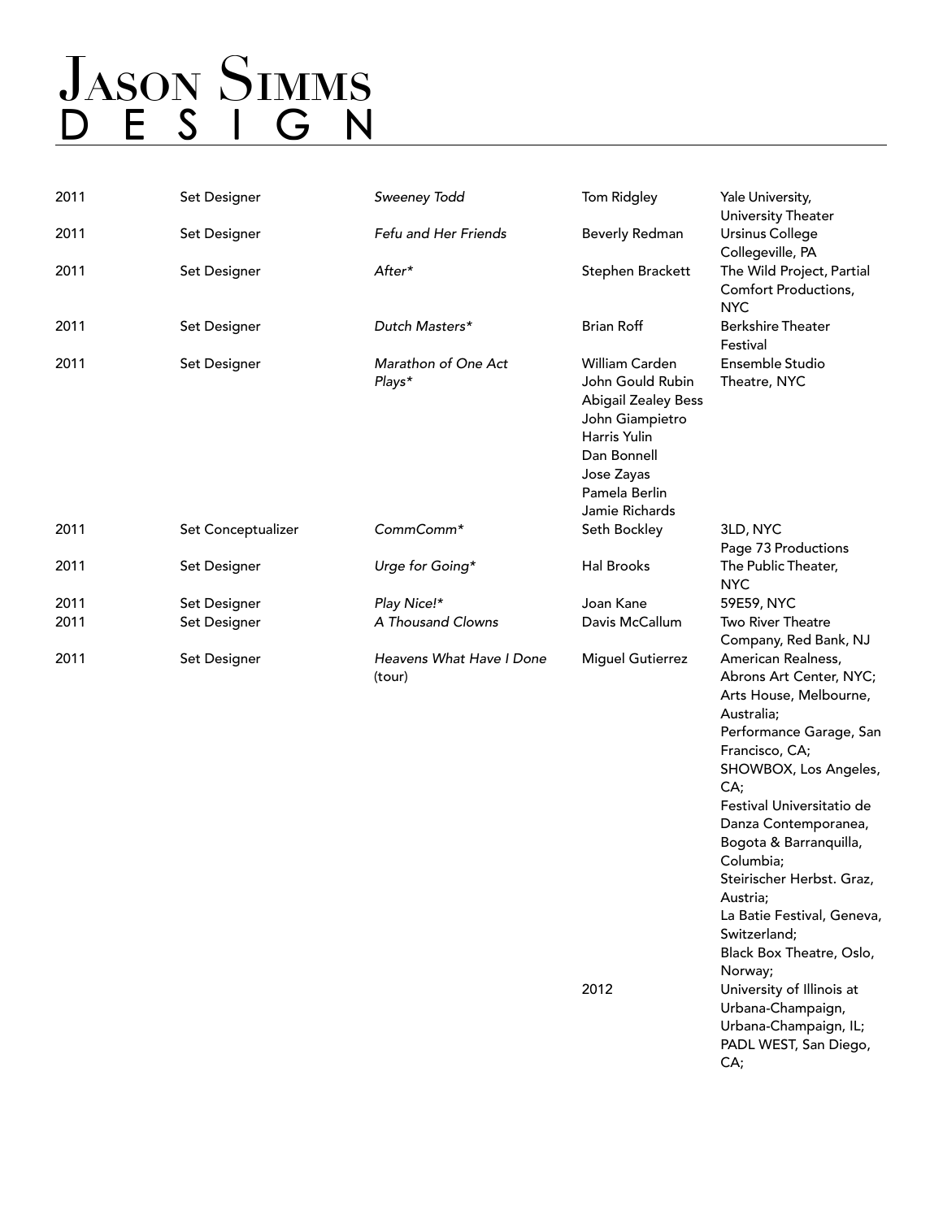# Jason Simms Design

| | | | | |
|---|---|---|---|---|
| 2011 | Set Designer | *Sweeney Todd* | Tom Ridgley | Yale University, University Theater |
| 2011 | Set Designer | *Fefu and Her Friends* | Beverly Redman | Ursinus College Collegeville, PA |
| 2011 | Set Designer | *After** | Stephen Brackett | The Wild Project, Partial Comfort Productions, NYC |
| 2011 | Set Designer | *Dutch Masters** | Brian Roff | Berkshire Theater Festival |
| 2011 | Set Designer | *Marathon of One Act Plays** | William Carden<br>John Gould Rubin<br>Abigail Zealey Bess<br>John Giampietro<br>Harris Yulin<br>Dan Bonnell<br>Jose Zayas<br>Pamela Berlin<br>Jamie Richards | Ensemble Studio Theatre, NYC |
| 2011 | Set Conceptualizer | *CommComm** | Seth Bockley | 3LD, NYC<br>Page 73 Productions |
| 2011 | Set Designer | *Urge for Going** | Hal Brooks | The Public Theater, NYC |
| 2011 | Set Designer | *Play Nice!** | Joan Kane | 59E59, NYC |
| 2011 | Set Designer | *A Thousand Clowns* | Davis McCallum | Two River Theatre Company, Red Bank, NJ |
| 2011 | Set Designer | *Heavens What Have I Done* (tour) | Miguel Gutierrez | American Realness, Abrons Art Center, NYC;<br>Arts House, Melbourne, Australia;<br>Performance Garage, San Francisco, CA;<br>SHOWBOX, Los Angeles, CA;<br>Festival Universitatio de Danza Contemporanea, Bogota & Barranquilla, Columbia;<br>Steirischer Herbst. Graz, Austria;<br>La Batie Festival, Geneva, Switzerland;<br>Black Box Theatre, Oslo, Norway; |
| | | | 2012 | University of Illinois at Urbana-Champaign, Urbana-Champaign, IL;<br>PADL WEST, San Diego, CA; |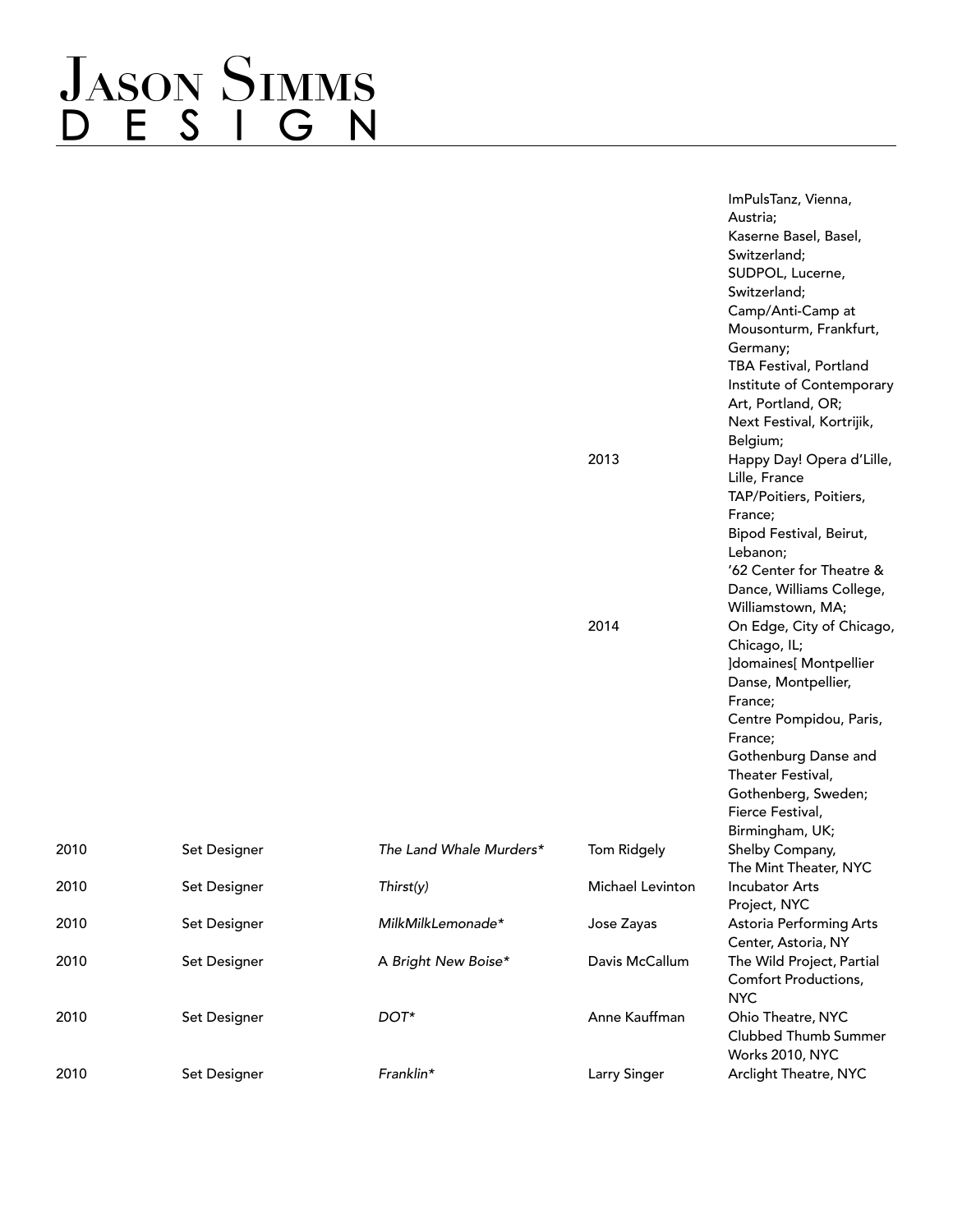# Jason Simms
# DESIGN

| | | | | |
|---|---|---|---|---|
| | | | | ImPulsTanz, Vienna, Austria; Kaserne Basel, Basel, Switzerland; SUDPOL, Lucerne, Switzerland; Camp/Anti-Camp at Mousonturm, Frankfurt, Germany; TBA Festival, Portland Institute of Contemporary Art, Portland, OR; Next Festival, Kortrijik, Belgium; |
| | | | 2013 | Happy Day! Opera d'Lille, Lille, France TAP/Poitiers, Poitiers, France; Bipod Festival, Beirut, Lebanon; '62 Center for Theatre & Dance, Williams College, Williamstown, MA; |
| | | | 2014 | On Edge, City of Chicago, Chicago, IL; ]domaines[ Montpellier Danse, Montpellier, France; Centre Pompidou, Paris, France; Gothenburg Danse and Theater Festival, Gothenberg, Sweden; Fierce Festival, Birmingham, UK; |
| 2010 | Set Designer | *The Land Whale Murders** | Tom Ridgely | Shelby Company, The Mint Theater, NYC |
| 2010 | Set Designer | *Thirst(y)* | Michael Levinton | Incubator Arts Project, NYC |
| 2010 | Set Designer | *MilkMilkLemonade** | Jose Zayas | Astoria Performing Arts Center, Astoria, NY |
| 2010 | Set Designer | A *Bright New Boise** | Davis McCallum | The Wild Project, Partial Comfort Productions, NYC |
| 2010 | Set Designer | *DOT** | Anne Kauffman | Ohio Theatre, NYC Clubbed Thumb Summer Works 2010, NYC |
| 2010 | Set Designer | *Franklin** | Larry Singer | Arclight Theatre, NYC |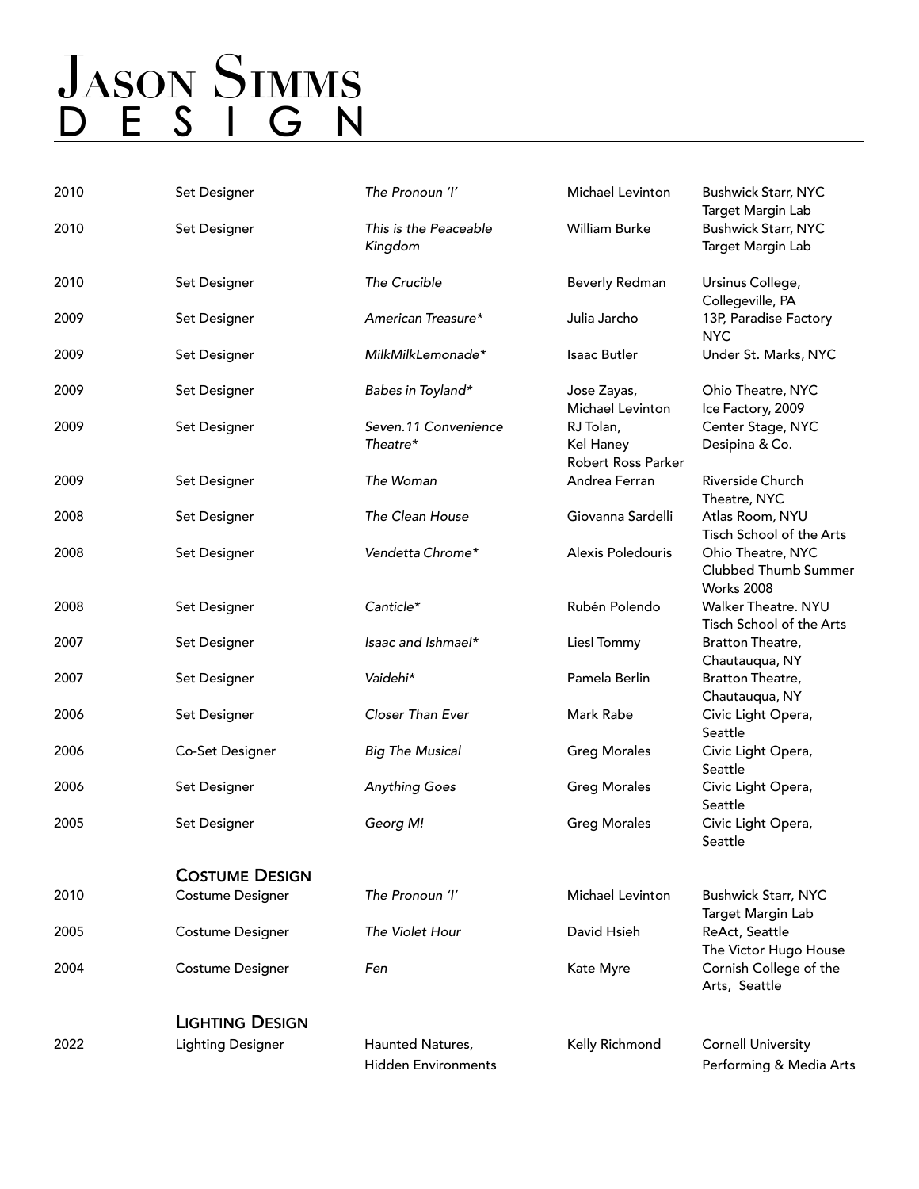# Jason Simms
## DESIGN

| | | | | |
|---|---|---|---|---|
| 2010 | Set Designer | *The Pronoun 'I'* | Michael Levinton | Bushwick Starr, NYC Target Margin Lab |
| 2010 | Set Designer | *This is the Peaceable Kingdom* | William Burke | Bushwick Starr, NYC Target Margin Lab |
| 2010 | Set Designer | *The Crucible* | Beverly Redman | Ursinus College, Collegeville, PA |
| 2009 | Set Designer | *American Treasure** | Julia Jarcho | 13P, Paradise Factory NYC |
| 2009 | Set Designer | *MilkMilkLemonade** | Isaac Butler | Under St. Marks, NYC |
| 2009 | Set Designer | *Babes in Toyland** | Jose Zayas, Michael Levinton | Ohio Theatre, NYC Ice Factory, 2009 |
| 2009 | Set Designer | *Seven.11 Convenience Theatre** | RJ Tolan, Kel Haney Robert Ross Parker | Center Stage, NYC Desipina & Co. |
| 2009 | Set Designer | *The Woman* | Andrea Ferran | Riverside Church Theatre, NYC |
| 2008 | Set Designer | *The Clean House* | Giovanna Sardelli | Atlas Room, NYU Tisch School of the Arts |
| 2008 | Set Designer | *Vendetta Chrome** | Alexis Poledouris | Ohio Theatre, NYC Clubbed Thumb Summer Works 2008 |
| 2008 | Set Designer | *Canticle** | Rubén Polendo | Walker Theatre. NYU Tisch School of the Arts |
| 2007 | Set Designer | *Isaac and Ishmael** | Liesl Tommy | Bratton Theatre, Chautauqua, NY |
| 2007 | Set Designer | *Vaidehi** | Pamela Berlin | Bratton Theatre, Chautauqua, NY |
| 2006 | Set Designer | *Closer Than Ever* | Mark Rabe | Civic Light Opera, Seattle |
| 2006 | Co-Set Designer | *Big The Musical* | Greg Morales | Civic Light Opera, Seattle |
| 2006 | Set Designer | *Anything Goes* | Greg Morales | Civic Light Opera, Seattle |
| 2005 | Set Designer | *Georg M!* | Greg Morales | Civic Light Opera, Seattle |

### Costume Design

| | | | | |
|---|---|---|---|---|
| 2010 | Costume Designer | *The Pronoun 'I'* | Michael Levinton | Bushwick Starr, NYC Target Margin Lab |
| 2005 | Costume Designer | *The Violet Hour* | David Hsieh | ReAct, Seattle The Victor Hugo House |
| 2004 | Costume Designer | *Fen* | Kate Myre | Cornish College of the Arts, Seattle |

### Lighting Design

| | | | | |
|---|---|---|---|---|
| 2022 | Lighting Designer | Haunted Natures, Hidden Environments | Kelly Richmond | Cornell University Performing & Media Arts |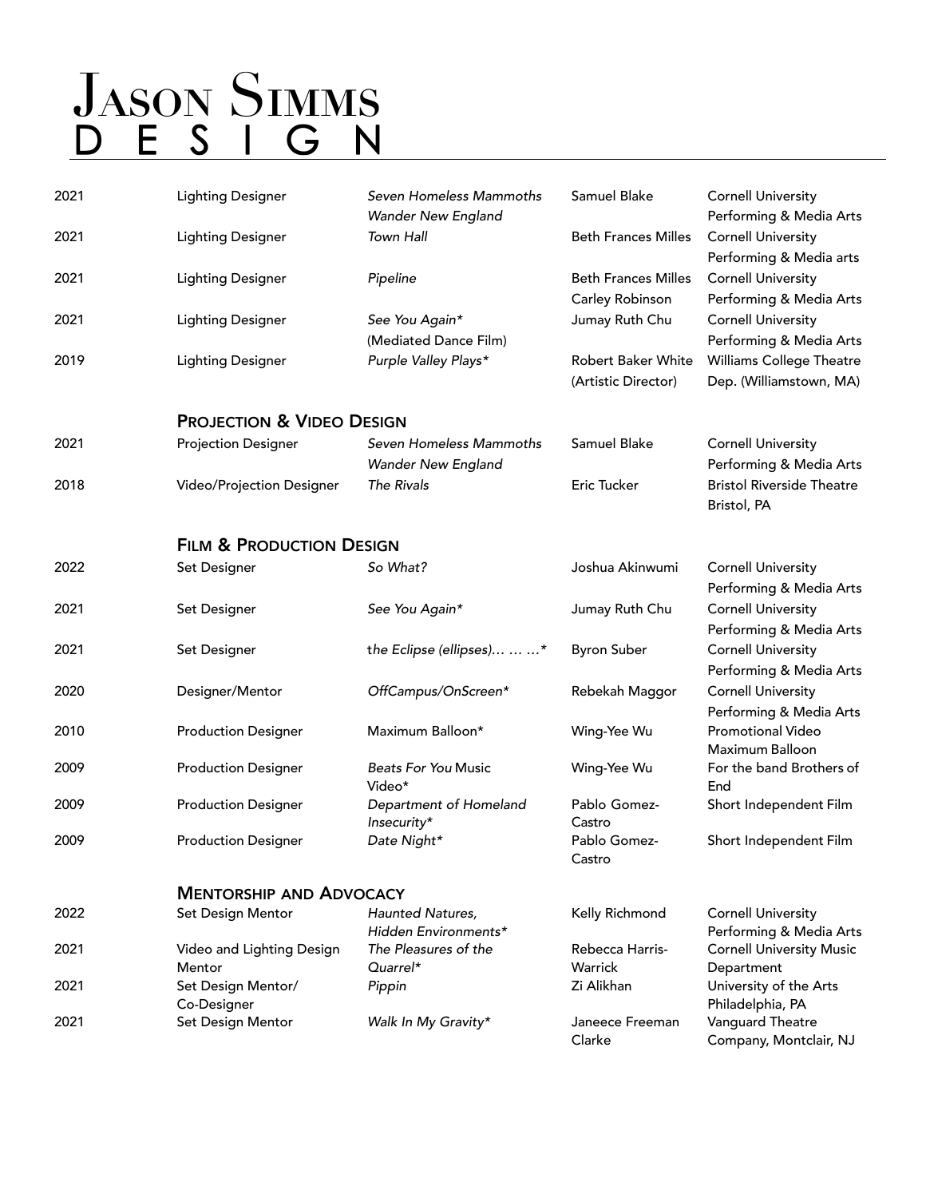# Jason Simms
## DESIGN

| | | | | |
|---|---|---|---|---|
| 2021 | Lighting Designer | *Seven Homeless Mammoths Wander New England* | Samuel Blake | Cornell University Performing & Media Arts |
| 2021 | Lighting Designer | *Town Hall* | Beth Frances Milles | Cornell University Performing & Media arts |
| 2021 | Lighting Designer | *Pipeline* | Beth Frances Milles Carley Robinson | Cornell University Performing & Media Arts |
| 2021 | Lighting Designer | *See You Again** (Mediated Dance Film) | Jumay Ruth Chu | Cornell University Performing & Media Arts |
| 2019 | Lighting Designer | *Purple Valley Plays** | Robert Baker White (Artistic Director) | Williams College Theatre Dep. (Williamstown, MA) |

### Projection & Video Design

| | | | | |
|---|---|---|---|---|
| 2021 | Projection Designer | *Seven Homeless Mammoths Wander New England* | Samuel Blake | Cornell University Performing & Media Arts |
| 2018 | Video/Projection Designer | *The Rivals* | Eric Tucker | Bristol Riverside Theatre Bristol, PA |

### Film & Production Design

| | | | | |
|---|---|---|---|---|
| 2022 | Set Designer | *So What?* | Joshua Akinwumi | Cornell University Performing & Media Arts |
| 2021 | Set Designer | *See You Again** | Jumay Ruth Chu | Cornell University Performing & Media Arts |
| 2021 | Set Designer | t*he Eclipse (ellipses)... ... ...** | Byron Suber | Cornell University Performing & Media Arts |
| 2020 | Designer/Mentor | *OffCampus/OnScreen** | Rebekah Maggor | Cornell University Performing & Media Arts |
| 2010 | Production Designer | Maximum Balloon* | Wing-Yee Wu | Promotional Video Maximum Balloon |
| 2009 | Production Designer | *Beats For You* Music Video* | Wing-Yee Wu | For the band Brothers of End |
| 2009 | Production Designer | *Department of Homeland Insecurity** | Pablo Gomez-Castro | Short Independent Film |
| 2009 | Production Designer | *Date Night** | Pablo Gomez-Castro | Short Independent Film |

### Mentorship and Advocacy

| | | | | |
|---|---|---|---|---|
| 2022 | Set Design Mentor | *Haunted Natures, Hidden Environments** | Kelly Richmond | Cornell University Performing & Media Arts |
| 2021 | Video and Lighting Design Mentor | *The Pleasures of the Quarrel** | Rebecca Harris-Warrick | Cornell University Music Department |
| 2021 | Set Design Mentor/ Co-Designer | *Pippin* | Zi Alikhan | University of the Arts Philadelphia, PA |
| 2021 | Set Design Mentor | *Walk In My Gravity** | Janeece Freeman Clarke | Vanguard Theatre Company, Montclair, NJ |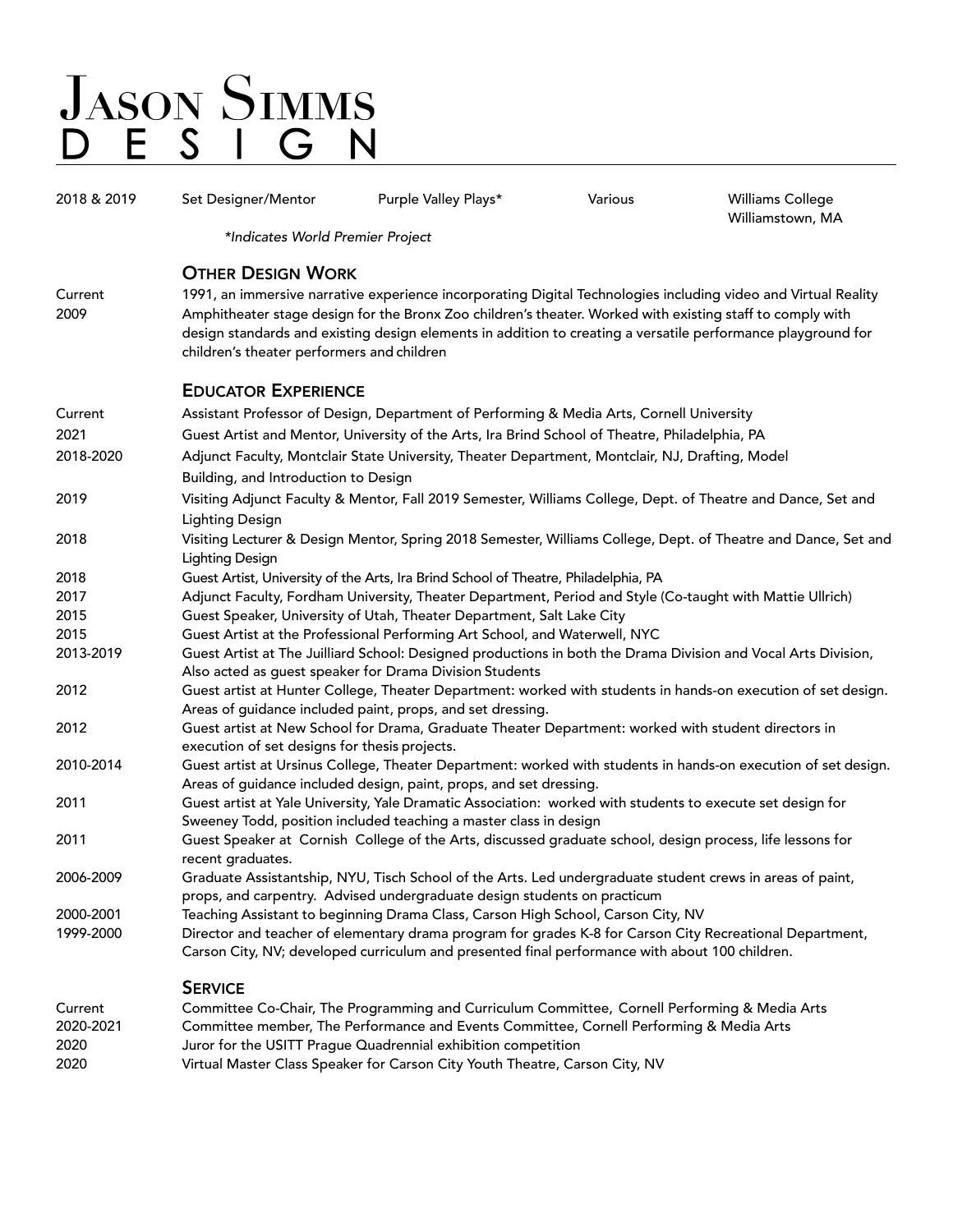# Jason Simms
## DESIGN

| | | | | |
|---|---|---|---|---|
| 2018 & 2019 | Set Designer/Mentor | Purple Valley Plays* | Various | Williams College Williamstown, MA |

*\*Indicates World Premier Project*

### Other Design Work

| | |
|---|---|
| Current | 1991, an immersive narrative experience incorporating Digital Technologies including video and Virtual Reality |
| 2009 | Amphitheater stage design for the Bronx Zoo children's theater. Worked with existing staff to comply with design standards and existing design elements in addition to creating a versatile performance playground for children's theater performers and children |

### Educator Experience

| | |
|---|---|
| Current | Assistant Professor of Design, Department of Performing & Media Arts, Cornell University |
| 2021 | Guest Artist and Mentor, University of the Arts, Ira Brind School of Theatre, Philadelphia, PA |
| 2018-2020 | Adjunct Faculty, Montclair State University, Theater Department, Montclair, NJ, Drafting, Model Building, and Introduction to Design |
| 2019 | Visiting Adjunct Faculty & Mentor, Fall 2019 Semester, Williams College, Dept. of Theatre and Dance, Set and Lighting Design |
| 2018 | Visiting Lecturer & Design Mentor, Spring 2018 Semester, Williams College, Dept. of Theatre and Dance, Set and Lighting Design |
| 2018 | Guest Artist, University of the Arts, Ira Brind School of Theatre, Philadelphia, PA |
| 2017 | Adjunct Faculty, Fordham University, Theater Department, Period and Style (Co-taught with Mattie Ullrich) |
| 2015 | Guest Speaker, University of Utah, Theater Department, Salt Lake City |
| 2015 | Guest Artist at the Professional Performing Art School, and Waterwell, NYC |
| 2013-2019 | Guest Artist at The Juilliard School: Designed productions in both the Drama Division and Vocal Arts Division, Also acted as guest speaker for Drama Division Students |
| 2012 | Guest artist at Hunter College, Theater Department: worked with students in hands-on execution of set design. Areas of guidance included paint, props, and set dressing. |
| 2012 | Guest artist at New School for Drama, Graduate Theater Department: worked with student directors in execution of set designs for thesis projects. |
| 2010-2014 | Guest artist at Ursinus College, Theater Department: worked with students in hands-on execution of set design. Areas of guidance included design, paint, props, and set dressing. |
| 2011 | Guest artist at Yale University, Yale Dramatic Association: worked with students to execute set design for Sweeney Todd, position included teaching a master class in design |
| 2011 | Guest Speaker at Cornish College of the Arts, discussed graduate school, design process, life lessons for recent graduates. |
| 2006-2009 | Graduate Assistantship, NYU, Tisch School of the Arts. Led undergraduate student crews in areas of paint, props, and carpentry. Advised undergraduate design students on practicum |
| 2000-2001 | Teaching Assistant to beginning Drama Class, Carson High School, Carson City, NV |
| 1999-2000 | Director and teacher of elementary drama program for grades K-8 for Carson City Recreational Department, Carson City, NV; developed curriculum and presented final performance with about 100 children. |

### Service

| | |
|---|---|
| Current | Committee Co-Chair, The Programming and Curriculum Committee, Cornell Performing & Media Arts |
| 2020-2021 | Committee member, The Performance and Events Committee, Cornell Performing & Media Arts |
| 2020 | Juror for the USITT Prague Quadrennial exhibition competition |
| 2020 | Virtual Master Class Speaker for Carson City Youth Theatre, Carson City, NV |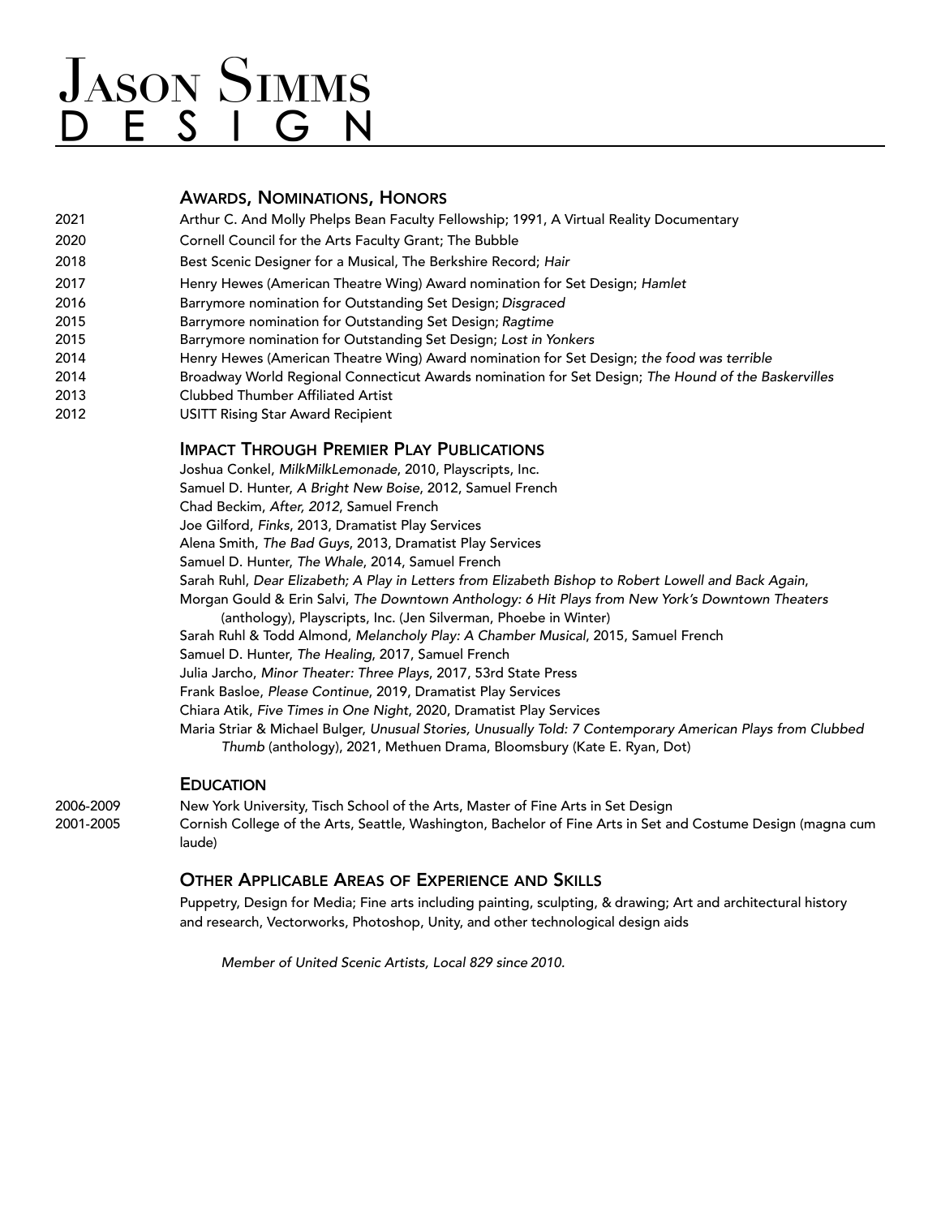# Jason Simms Design

## Awards, Nominations, Honors

2021 Arthur C. And Molly Phelps Bean Faculty Fellowship; 1991, A Virtual Reality Documentary

2020 Cornell Council for the Arts Faculty Grant; The Bubble

2018 Best Scenic Designer for a Musical, The Berkshire Record; *Hair*

2017 Henry Hewes (American Theatre Wing) Award nomination for Set Design; *Hamlet*

2016 Barrymore nomination for Outstanding Set Design; *Disgraced*

2015 Barrymore nomination for Outstanding Set Design; *Ragtime*

2015 Barrymore nomination for Outstanding Set Design; *Lost in Yonkers*

2014 Henry Hewes (American Theatre Wing) Award nomination for Set Design; *the food was terrible*

2014 Broadway World Regional Connecticut Awards nomination for Set Design; *The Hound of the Baskervilles*

2013 Clubbed Thumber Affiliated Artist

2012 USITT Rising Star Award Recipient

## Impact Through Premier Play Publications

Joshua Conkel, *MilkMilkLemonade*, 2010, Playscripts, Inc.
Samuel D. Hunter, *A Bright New Boise*, 2012, Samuel French
Chad Beckim, *After, 2012*, Samuel French
Joe Gilford, *Finks*, 2013, Dramatist Play Services
Alena Smith, *The Bad Guys*, 2013, Dramatist Play Services
Samuel D. Hunter, *The Whale*, 2014, Samuel French
Sarah Ruhl, *Dear Elizabeth; A Play in Letters from Elizabeth Bishop to Robert Lowell and Back Again*,
Morgan Gould & Erin Salvi, *The Downtown Anthology: 6 Hit Plays from New York's Downtown Theaters* (anthology), Playscripts, Inc. (Jen Silverman, Phoebe in Winter)
Sarah Ruhl & Todd Almond, *Melancholy Play: A Chamber Musical*, 2015, Samuel French
Samuel D. Hunter, *The Healing*, 2017, Samuel French
Julia Jarcho, *Minor Theater: Three Plays*, 2017, 53rd State Press
Frank Basloe, *Please Continue*, 2019, Dramatist Play Services
Chiara Atik, *Five Times in One Night*, 2020, Dramatist Play Services
Maria Striar & Michael Bulger, *Unusual Stories, Unusually Told: 7 Contemporary American Plays from Clubbed Thumb* (anthology), 2021, Methuen Drama, Bloomsbury (Kate E. Ryan, Dot)

## Education

2006-2009 New York University, Tisch School of the Arts, Master of Fine Arts in Set Design

2001-2005 Cornish College of the Arts, Seattle, Washington, Bachelor of Fine Arts in Set and Costume Design (magna cum laude)

## Other Applicable Areas of Experience and Skills

Puppetry, Design for Media; Fine arts including painting, sculpting, & drawing; Art and architectural history and research, Vectorworks, Photoshop, Unity, and other technological design aids

*Member of United Scenic Artists, Local 829 since 2010.*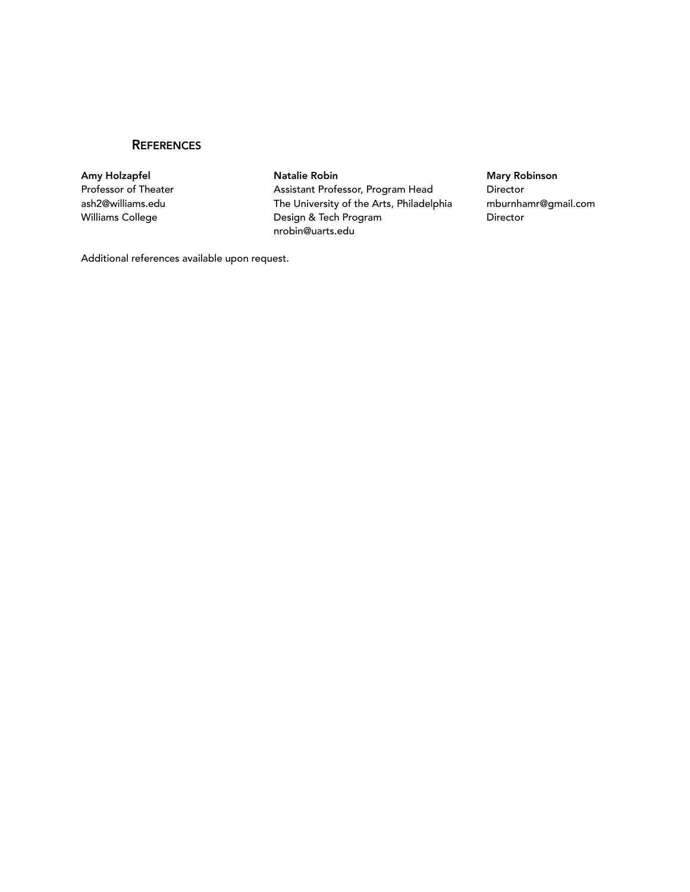## References

**Amy Holzapfel**
Professor of Theater
ash2@williams.edu
Williams College

**Natalie Robin**
Assistant Professor, Program Head
The University of the Arts, Philadelphia
Design & Tech Program
nrobin@uarts.edu

**Mary Robinson**
Director
mburnhamr@gmail.com
Director

Additional references available upon request.